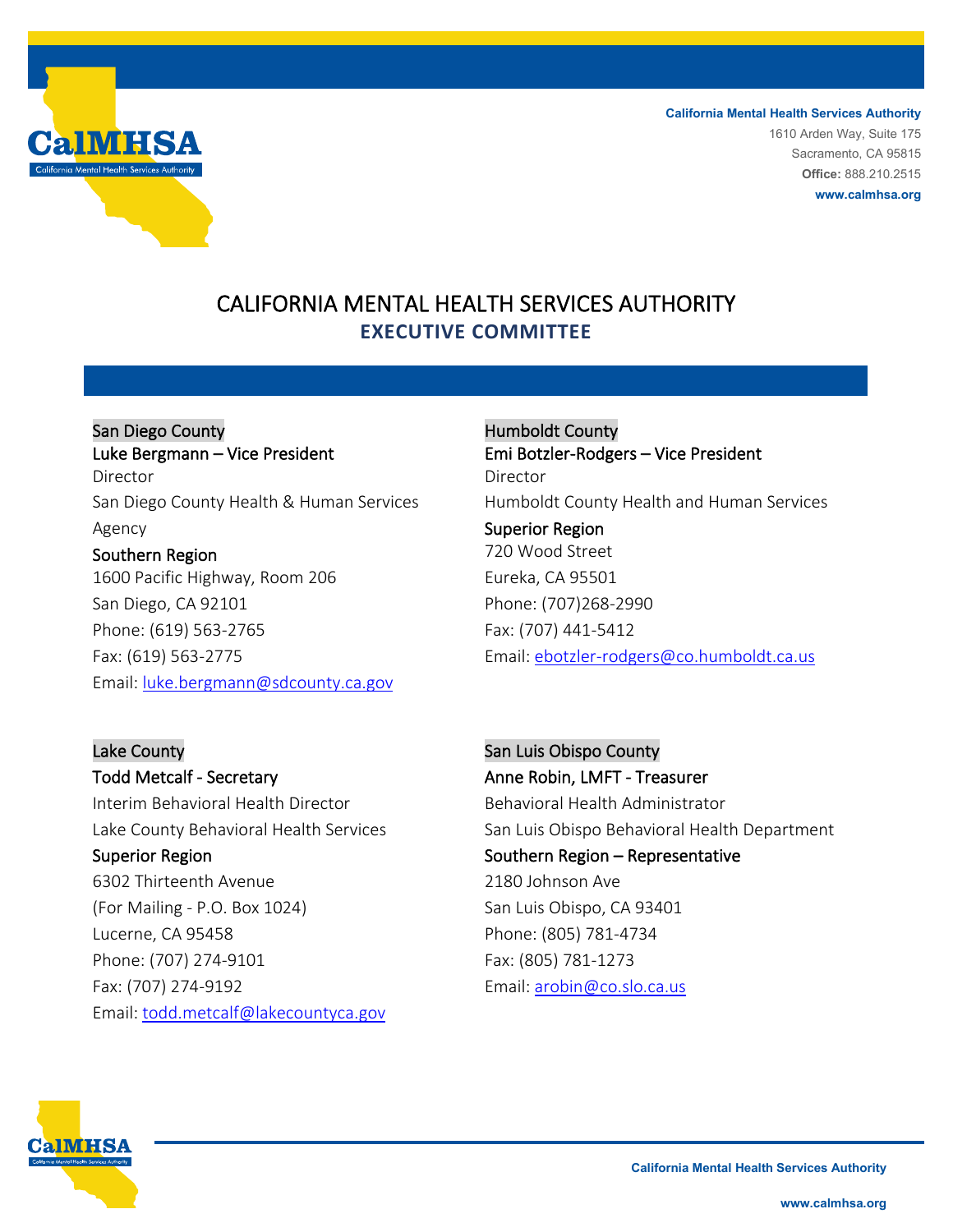**California Mental Health Services Authority**
1610 Arden Way, Suite 175
Sacramento, CA 95815
**Office:** 888.210.2515
**www.calmhsa.org**

# CALIFORNIA MENTAL HEALTH SERVICES AUTHORITY

## EXECUTIVE COMMITTEE

San Diego County
Luke Bergmann – Vice President
Director
San Diego County Health & Human Services Agency
Southern Region
1600 Pacific Highway, Room 206
San Diego, CA 92101
Phone: (619) 563-2765
Fax: (619) 563-2775
Email: luke.bergmann@sdcounty.ca.gov

Humboldt County
Emi Botzler-Rodgers – Vice President
Director
Humboldt County Health and Human Services
Superior Region
720 Wood Street
Eureka, CA 95501
Phone: (707)268-2990
Fax: (707) 441-5412
Email: ebotzler-rodgers@co.humboldt.ca.us

Lake County
Todd Metcalf - Secretary
Interim Behavioral Health Director
Lake County Behavioral Health Services
Superior Region
6302 Thirteenth Avenue
(For Mailing - P.O. Box 1024)
Lucerne, CA 95458
Phone: (707) 274-9101
Fax: (707) 274-9192
Email: todd.metcalf@lakecountyca.gov

San Luis Obispo County
Anne Robin, LMFT - Treasurer
Behavioral Health Administrator
San Luis Obispo Behavioral Health Department
Southern Region – Representative
2180 Johnson Ave
San Luis Obispo, CA 93401
Phone: (805) 781-4734
Fax: (805) 781-1273
Email: arobin@co.slo.ca.us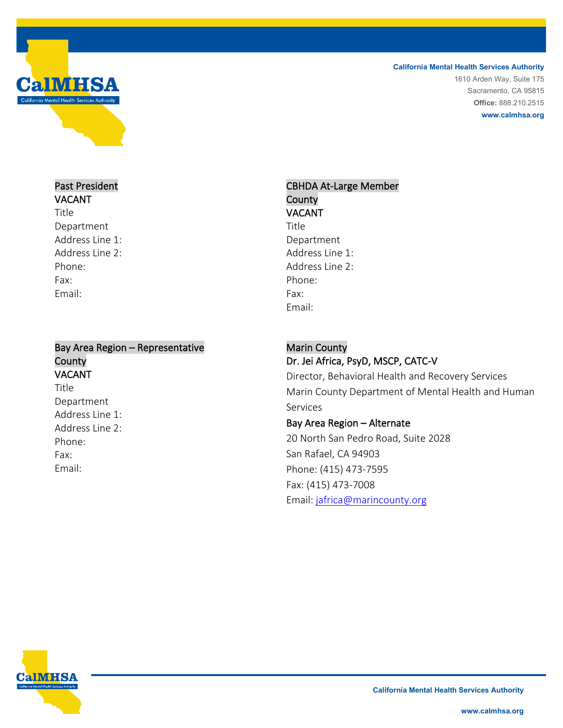Past President
VACANT
Title
Department
Address Line 1:
Address Line 2:
Phone:
Fax:
Email:

CBHDA At-Large Member County
VACANT
Title
Department
Address Line 1:
Address Line 2:
Phone:
Fax:
Email:

Bay Area Region – Representative County
VACANT
Title
Department
Address Line 1:
Address Line 2:
Phone:
Fax:
Email:

Marin County
Dr. Jei Africa, PsyD, MSCP, CATC-V
Director, Behavioral Health and Recovery Services
Marin County Department of Mental Health and Human Services
Bay Area Region – Alternate
20 North San Pedro Road, Suite 2028
San Rafael, CA 94903
Phone: (415) 473-7595
Fax: (415) 473-7008
Email: jafrica@marincounty.org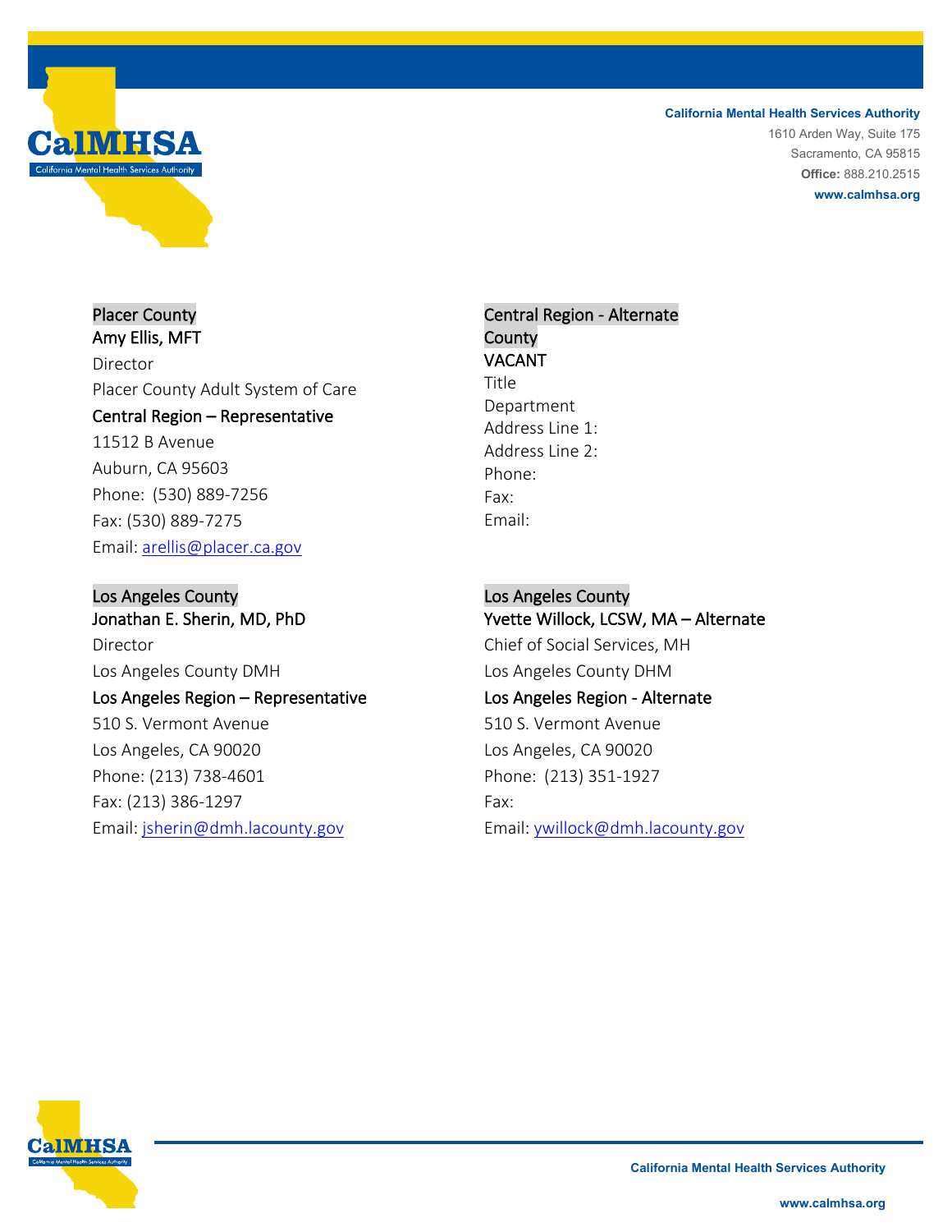Placer County
**Amy Ellis, MFT**
Director
Placer County Adult System of Care
**Central Region – Representative**
11512 B Avenue
Auburn, CA 95603
Phone: (530) 889-7256
Fax: (530) 889-7275
Email: arellis@placer.ca.gov

Central Region - Alternate County
**VACANT**
Title
Department
Address Line 1:
Address Line 2:
Phone:
Fax:
Email:

Los Angeles County
**Jonathan E. Sherin, MD, PhD**
Director
Los Angeles County DMH
**Los Angeles Region – Representative**
510 S. Vermont Avenue
Los Angeles, CA 90020
Phone: (213) 738-4601
Fax: (213) 386-1297
Email: jsherin@dmh.lacounty.gov

Los Angeles County
**Yvette Willock, LCSW, MA – Alternate**
Chief of Social Services, MH
Los Angeles County DHM
**Los Angeles Region - Alternate**
510 S. Vermont Avenue
Los Angeles, CA 90020
Phone: (213) 351-1927
Fax:
Email: ywillock@dmh.lacounty.gov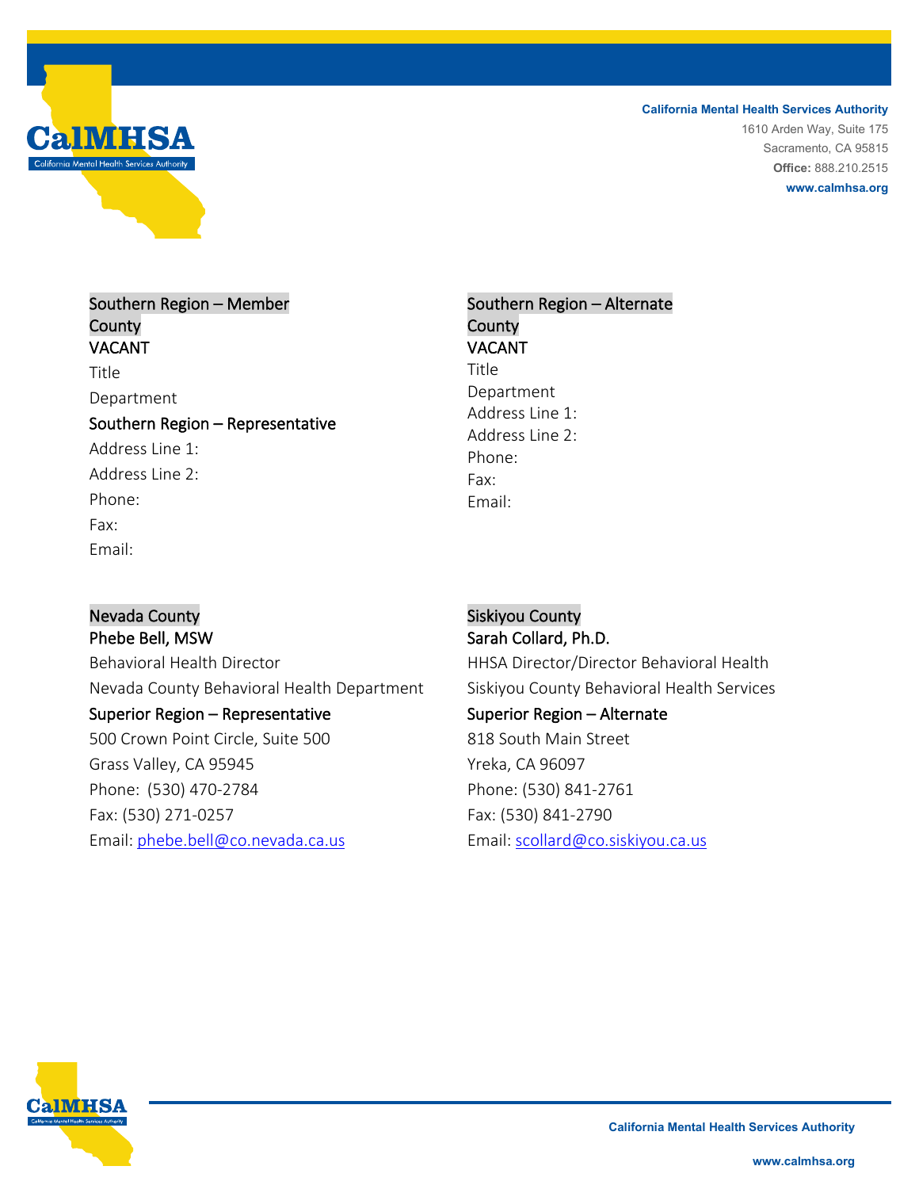Southern Region – Member County
VACANT
Title
Department
Southern Region – Representative
Address Line 1:
Address Line 2:
Phone:
Fax:
Email:

Southern Region – Alternate County
VACANT
Title
Department
Address Line 1:
Address Line 2:
Phone:
Fax:
Email:

Nevada County
Phebe Bell, MSW
Behavioral Health Director
Nevada County Behavioral Health Department
Superior Region – Representative
500 Crown Point Circle, Suite 500
Grass Valley, CA 95945
Phone: (530) 470-2784
Fax: (530) 271-0257
Email: phebe.bell@co.nevada.ca.us

Siskiyou County
Sarah Collard, Ph.D.
HHSA Director/Director Behavioral Health
Siskiyou County Behavioral Health Services
Superior Region – Alternate
818 South Main Street
Yreka, CA 96097
Phone: (530) 841-2761
Fax: (530) 841-2790
Email: scollard@co.siskiyou.ca.us